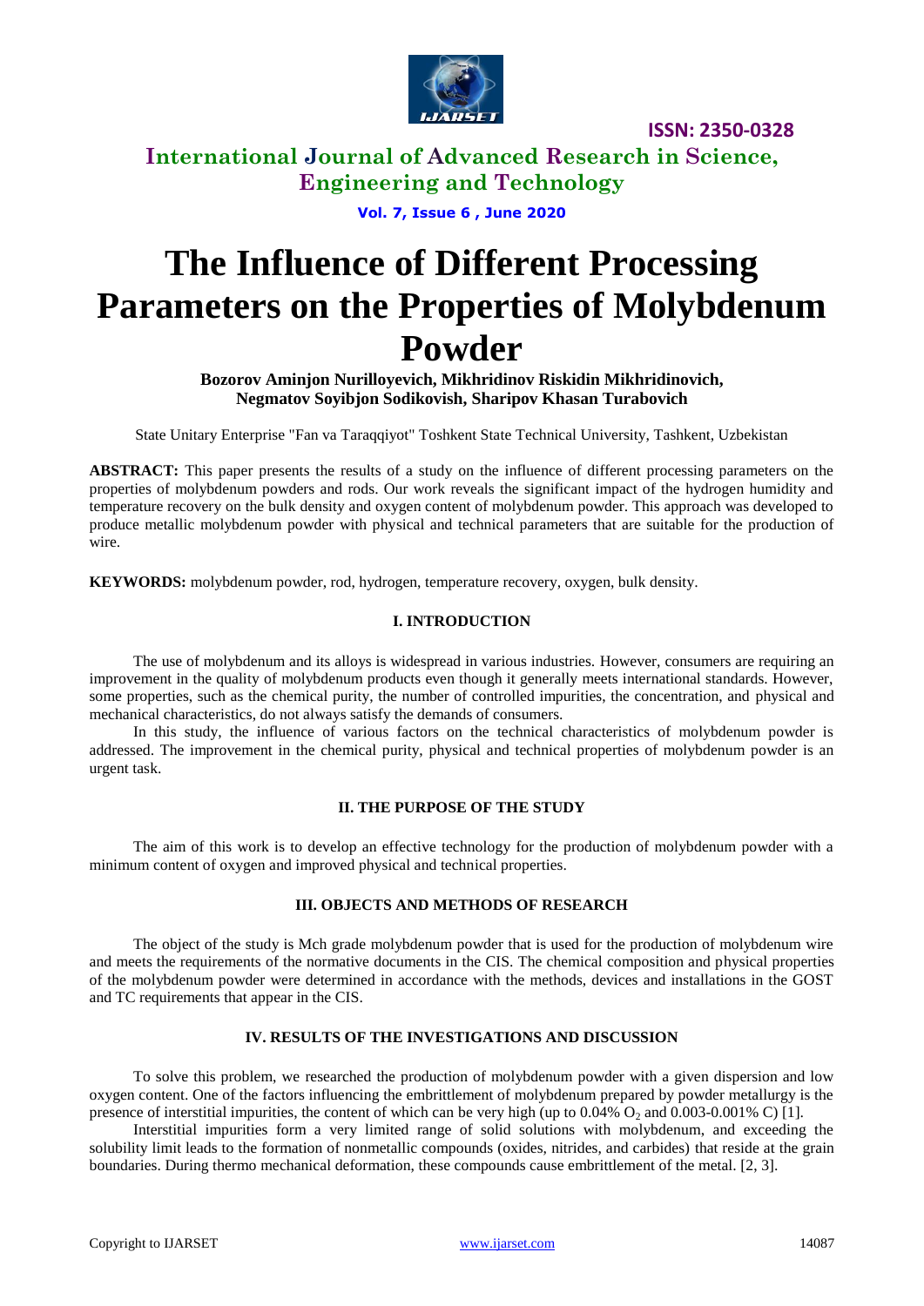# The Influence of Different Processing Parameters on the Properties of Molybdenum Powder

**Bozorov Aminjon Nurilloyevich, Mikhridinov Riskidin Mikhridinovich, Negmatov Soyibjon Sodikovish, Sharipov Khasan Turabovich**

State Unitary Enterprise "Fan va Taraqqiyot" Toshkent State Technical University, Tashkent, Uzbekistan

**ABSTRACT:** This paper presents the results of a study on the influence of different processing parameters on the properties of molybdenum powders and rods. Our work reveals the significant impact of the hydrogen humidity and temperature recovery on the bulk density and oxygen content of molybdenum powder. This approach was developed to produce metallic molybdenum powder with physical and technical parameters that are suitable for the production of wire.

**KEYWORDS:** molybdenum powder, rod, hydrogen, temperature recovery, oxygen, bulk density.

## I. INTRODUCTION

The use of molybdenum and its alloys is widespread in various industries. However, consumers are requiring an improvement in the quality of molybdenum products even though it generally meets international standards. However, some properties, such as the chemical purity, the number of controlled impurities, the concentration, and physical and mechanical characteristics, do not always satisfy the demands of consumers.

In this study, the influence of various factors on the technical characteristics of molybdenum powder is addressed. The improvement in the chemical purity, physical and technical properties of molybdenum powder is an urgent task.

## II. THE PURPOSE OF THE STUDY

The aim of this work is to develop an effective technology for the production of molybdenum powder with a minimum content of oxygen and improved physical and technical properties.

## III. OBJECTS AND METHODS OF RESEARCH

The object of the study is Mch grade molybdenum powder that is used for the production of molybdenum wire and meets the requirements of the normative documents in the CIS. The chemical composition and physical properties of the molybdenum powder were determined in accordance with the methods, devices and installations in the GOST and TC requirements that appear in the CIS.

## IV. RESULTS OF THE INVESTIGATIONS AND DISCUSSION

To solve this problem, we researched the production of molybdenum powder with a given dispersion and low oxygen content. One of the factors influencing the embrittlement of molybdenum prepared by powder metallurgy is the presence of interstitial impurities, the content of which can be very high (up to 0.04% $O_2$ and 0.003-0.001% C) [1].

Interstitial impurities form a very limited range of solid solutions with molybdenum, and exceeding the solubility limit leads to the formation of nonmetallic compounds (oxides, nitrides, and carbides) that reside at the grain boundaries. During thermo mechanical deformation, these compounds cause embrittlement of the metal. [2, 3].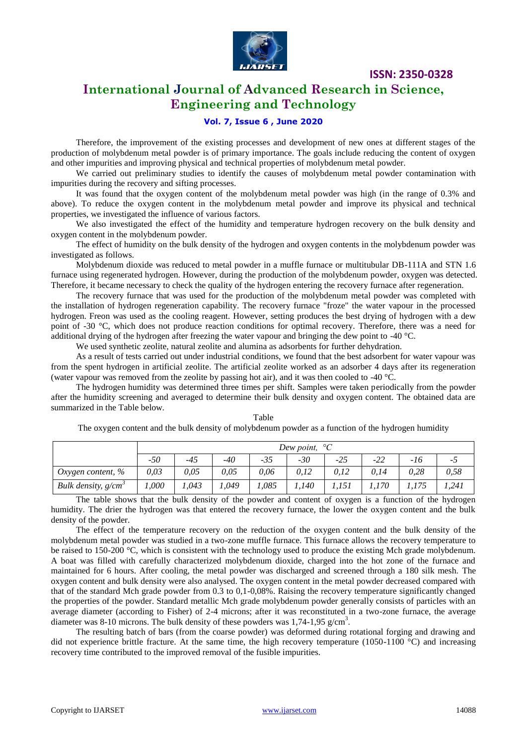Therefore, the improvement of the existing processes and development of new ones at different stages of the production of molybdenum metal powder is of primary importance. The goals include reducing the content of oxygen and other impurities and improving physical and technical properties of molybdenum metal powder.

We carried out preliminary studies to identify the causes of molybdenum metal powder contamination with impurities during the recovery and sifting processes.

It was found that the oxygen content of the molybdenum metal powder was high (in the range of 0.3% and above). To reduce the oxygen content in the molybdenum metal powder and improve its physical and technical properties, we investigated the influence of various factors.

We also investigated the effect of the humidity and temperature hydrogen recovery on the bulk density and oxygen content in the molybdenum powder.

The effect of humidity on the bulk density of the hydrogen and oxygen contents in the molybdenum powder was investigated as follows.

Molybdenum dioxide was reduced to metal powder in a muffle furnace or multitubular DB-111A and STN 1.6 furnace using regenerated hydrogen. However, during the production of the molybdenum powder, oxygen was detected. Therefore, it became necessary to check the quality of the hydrogen entering the recovery furnace after regeneration.

The recovery furnace that was used for the production of the molybdenum metal powder was completed with the installation of hydrogen regeneration capability. The recovery furnace "froze" the water vapour in the processed hydrogen. Freon was used as the cooling reagent. However, setting produces the best drying of hydrogen with a dew point of -30 °C, which does not produce reaction conditions for optimal recovery. Therefore, there was a need for additional drying of the hydrogen after freezing the water vapour and bringing the dew point to -40 °C.

We used synthetic zeolite, natural zeolite and alumina as adsorbents for further dehydration.

As a result of tests carried out under industrial conditions, we found that the best adsorbent for water vapour was from the spent hydrogen in artificial zeolite. The artificial zeolite worked as an adsorber 4 days after its regeneration (water vapour was removed from the zeolite by passing hot air), and it was then cooled to -40 °C.

The hydrogen humidity was determined three times per shift. Samples were taken periodically from the powder after the humidity screening and averaged to determine their bulk density and oxygen content. The obtained data are summarized in the Table below.

Table

The oxygen content and the bulk density of molybdenum powder as a function of the hydrogen humidity

| | *Dew point, °C* | | | | | | | | |
|---|---|---|---|---|---|---|---|---|---|
| | *-50* | *-45* | *-40* | *-35* | *-30* | *-25* | *-22* | *-16* | *-5* |
| *Oxygen content, %* | *0,03* | *0,05* | *0,05* | *0,06* | *0,12* | *0,12* | *0,14* | *0,28* | *0,58* |
| *Bulk density, g/cm$^3$* | *1,000* | *1,043* | *1,049* | *1,085* | *1,140* | *1,151* | *1,170* | *1,175* | *1,241* |

The table shows that the bulk density of the powder and content of oxygen is a function of the hydrogen humidity. The drier the hydrogen was that entered the recovery furnace, the lower the oxygen content and the bulk density of the powder.

The effect of the temperature recovery on the reduction of the oxygen content and the bulk density of the molybdenum metal powder was studied in a two-zone muffle furnace. This furnace allows the recovery temperature to be raised to 150-200 °C, which is consistent with the technology used to produce the existing Mch grade molybdenum. A boat was filled with carefully characterized molybdenum dioxide, charged into the hot zone of the furnace and maintained for 6 hours. After cooling, the metal powder was discharged and screened through a 180 silk mesh. The oxygen content and bulk density were also analysed. The oxygen content in the metal powder decreased compared with that of the standard Mch grade powder from 0.3 to 0,1-0,08%. Raising the recovery temperature significantly changed the properties of the powder. Standard metallic Mch grade molybdenum powder generally consists of particles with an average diameter (according to Fisher) of 2-4 microns; after it was reconstituted in a two-zone furnace, the average diameter was 8-10 microns. The bulk density of these powders was 1,74-1,95 g/cm$^3$.

The resulting batch of bars (from the coarse powder) was deformed during rotational forging and drawing and did not experience brittle fracture. At the same time, the high recovery temperature (1050-1100 °C) and increasing recovery time contributed to the improved removal of the fusible impurities.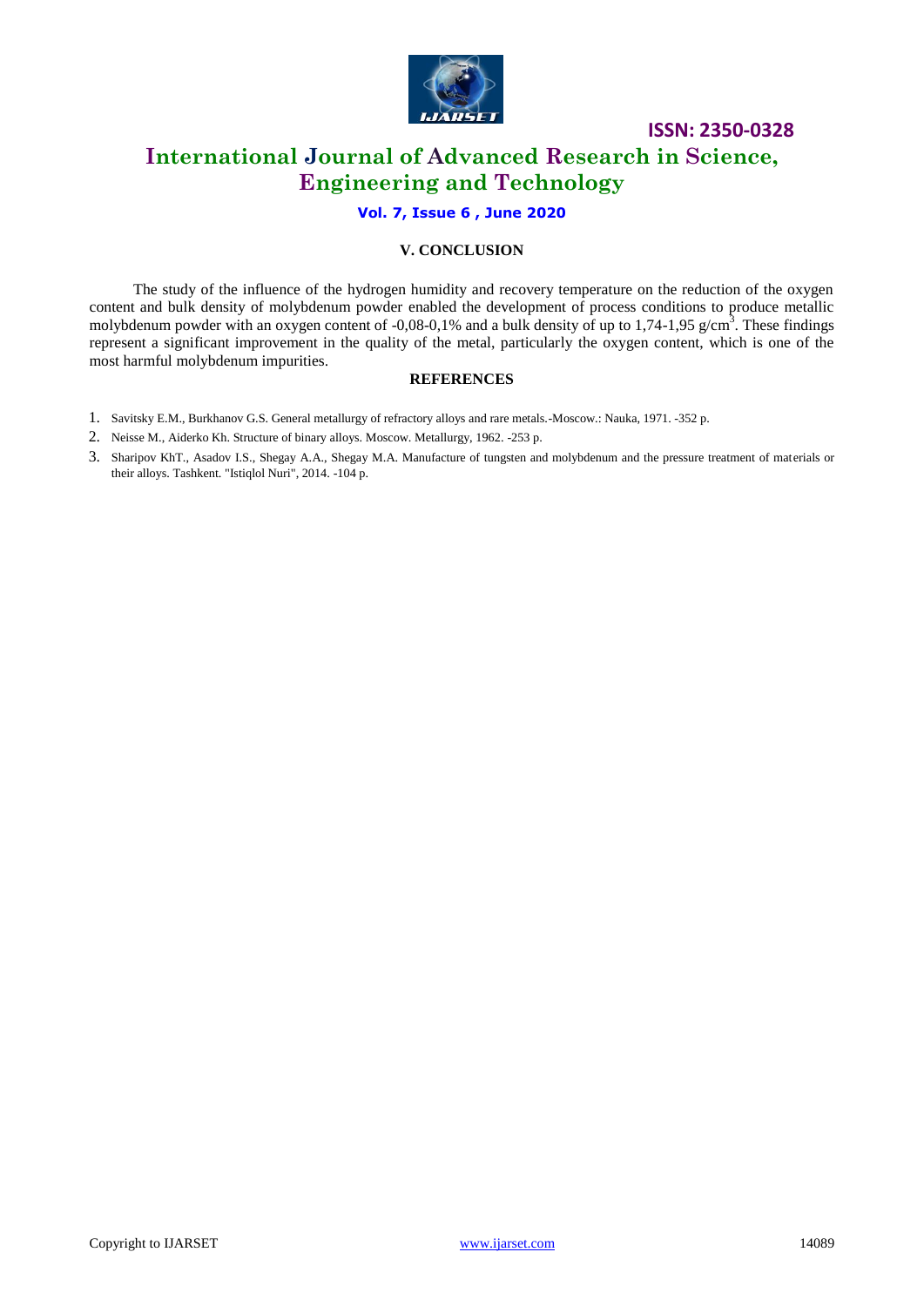## V. CONCLUSION

The study of the influence of the hydrogen humidity and recovery temperature on the reduction of the oxygen content and bulk density of molybdenum powder enabled the development of process conditions to produce metallic molybdenum powder with an oxygen content of -0,08-0,1% and a bulk density of up to 1,74-1,95 g/cm$^3$. These findings represent a significant improvement in the quality of the metal, particularly the oxygen content, which is one of the most harmful molybdenum impurities.

## REFERENCES

1. Savitsky E.M., Burkhanov G.S. General metallurgy of refractory alloys and rare metals.-Moscow.: Nauka, 1971. -352 p.
2. Neisse M., Aiderko Kh. Structure of binary alloys. Moscow. Metallurgy, 1962. -253 p.
3. Sharipov KhT., Asadov I.S., Shegay A.A., Shegay M.A. Manufacture of tungsten and molybdenum and the pressure treatment of materials or their alloys. Tashkent. "Istiqlol Nuri", 2014. -104 p.